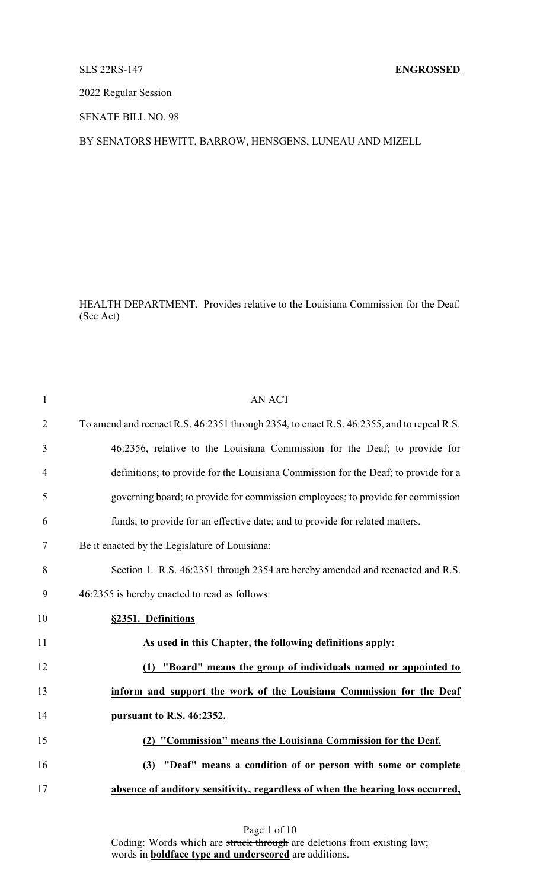SLS 22RS-147 **ENGROSSED**

2022 Regular Session

SENATE BILL NO. 98

BY SENATORS HEWITT, BARROW, HENSGENS, LUNEAU AND MIZELL

HEALTH DEPARTMENT. Provides relative to the Louisiana Commission for the Deaf. (See Act)

AN ACT

To amend and reenact R.S. 46:2351 through 2354, to enact R.S. 46:2355, and to repeal R.S. 46:2356, relative to the Louisiana Commission for the Deaf; to provide for definitions; to provide for the Louisiana Commission for the Deaf; to provide for a governing board; to provide for commission employees; to provide for commission funds; to provide for an effective date; and to provide for related matters.

Be it enacted by the Legislature of Louisiana:

Section 1. R.S. 46:2351 through 2354 are hereby amended and reenacted and R.S. 46:2355 is hereby enacted to read as follows:

**§2351. Definitions**

**As used in this Chapter, the following definitions apply:**

**(1) "Board" means the group of individuals named or appointed to inform and support the work of the Louisiana Commission for the Deaf pursuant to R.S. 46:2352.**

**(2) "Commission" means the Louisiana Commission for the Deaf.**

**(3) "Deaf" means a condition of or person with some or complete absence of auditory sensitivity, regardless of when the hearing loss occurred,**

Coding: Words which are ~~struck through~~ are deletions from existing law; words in **boldface type and underscored** are additions.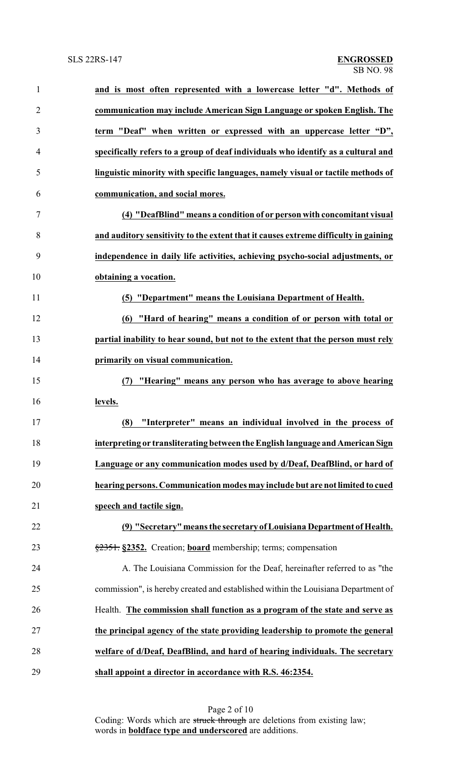**and is most often represented with a lowercase letter "d". Methods of communication may include American Sign Language or spoken English. The term "Deaf" when written or expressed with an uppercase letter "D", specifically refers to a group of deaf individuals who identify as a cultural and linguistic minority with specific languages, namely visual or tactile methods of communication, and social mores.**

**(4) "DeafBlind" means a condition of or person with concomitant visual and auditory sensitivity to the extent that it causes extreme difficulty in gaining independence in daily life activities, achieving psycho-social adjustments, or obtaining a vocation.**

**(5) "Department" means the Louisiana Department of Health.**

**(6) "Hard of hearing" means a condition of or person with total or partial inability to hear sound, but not to the extent that the person must rely primarily on visual communication.**

**(7) "Hearing" means any person who has average to above hearing levels.**

**(8) "Interpreter" means an individual involved in the process of interpreting or transliterating between the English language and American Sign Language or any communication modes used by d/Deaf, DeafBlind, or hard of hearing persons. Communication modes may include but are not limited to cued speech and tactile sign.**

**(9) "Secretary" means the secretary of Louisiana Department of Health.**

~~§2351.~~ **§2352.** Creation; **board** membership; terms; compensation

A. The Louisiana Commission for the Deaf, hereinafter referred to as "the commission", is hereby created and established within the Louisiana Department of Health. **The commission shall function as a program of the state and serve as the principal agency of the state providing leadership to promote the general welfare of d/Deaf, DeafBlind, and hard of hearing individuals. The secretary shall appoint a director in accordance with R.S. 46:2354.**

Coding: Words which are ~~struck through~~ are deletions from existing law; words in **boldface type and underscored** are additions.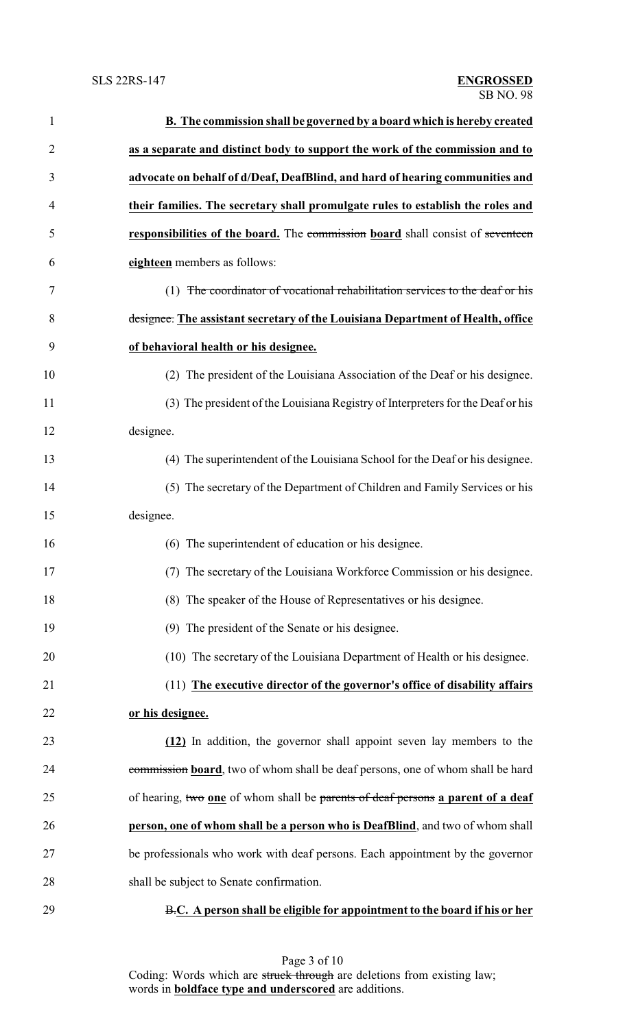**B. The commission shall be governed by a board which is hereby created as a separate and distinct body to support the work of the commission and to advocate on behalf of d/Deaf, DeafBlind, and hard of hearing communities and their families. The secretary shall promulgate rules to establish the roles and responsibilities of the board.** The ~~commission~~ **board** shall consist of ~~seventeen~~ **eighteen** members as follows:

(1) ~~The coordinator of vocational rehabilitation services to the deaf or his designee.~~ **The assistant secretary of the Louisiana Department of Health, office of behavioral health or his designee.**

(2) The president of the Louisiana Association of the Deaf or his designee.

(3) The president of the Louisiana Registry of Interpreters for the Deaf or his designee.

(4) The superintendent of the Louisiana School for the Deaf or his designee.

(5) The secretary of the Department of Children and Family Services or his designee.

(6) The superintendent of education or his designee.

(7) The secretary of the Louisiana Workforce Commission or his designee.

(8) The speaker of the House of Representatives or his designee.

(9) The president of the Senate or his designee.

(10) The secretary of the Louisiana Department of Health or his designee.

(11) **The executive director of the governor's office of disability affairs or his designee.**

**(12)** In addition, the governor shall appoint seven lay members to the ~~commission~~ **board**, two of whom shall be deaf persons, one of whom shall be hard of hearing, ~~two~~ **one** of whom shall be ~~parents of deaf persons~~ **a parent of a deaf person, one of whom shall be a person who is DeafBlind**, and two of whom shall be professionals who work with deaf persons. Each appointment by the governor shall be subject to Senate confirmation.

~~B.~~**C. A person shall be eligible for appointment to the board if his or her**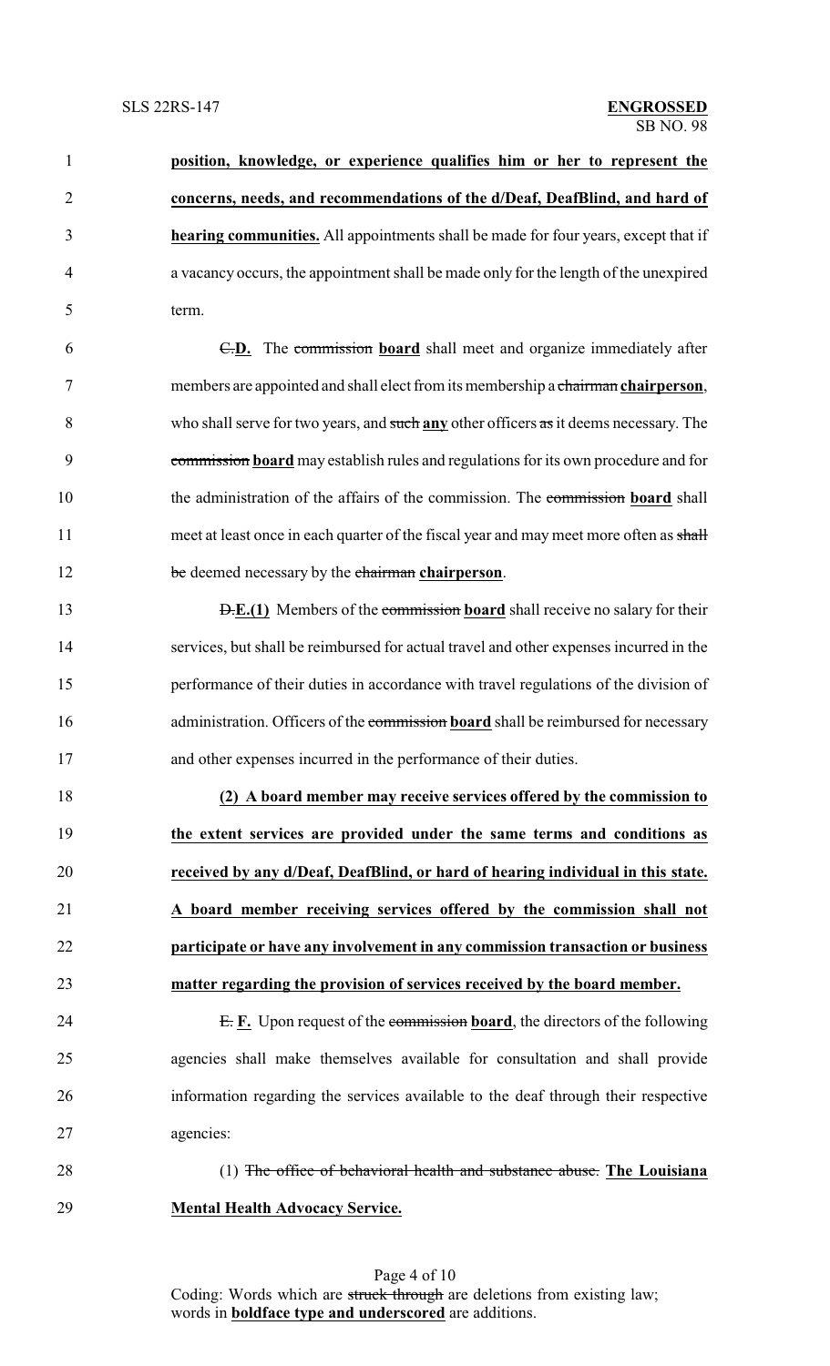**position, knowledge, or experience qualifies him or her to represent the concerns, needs, and recommendations of the d/Deaf, DeafBlind, and hard of hearing communities.** All appointments shall be made for four years, except that if a vacancy occurs, the appointment shall be made only for the length of the unexpired term.

~~C.~~**D.** The ~~commission~~ **board** shall meet and organize immediately after members are appointed and shall elect from its membership a ~~chairman~~ **chairperson**, who shall serve for two years, and ~~such~~ **any** other officers ~~as~~ it deems necessary. The ~~commission~~ **board** may establish rules and regulations for its own procedure and for the administration of the affairs of the commission. The ~~commission~~ **board** shall meet at least once in each quarter of the fiscal year and may meet more often as ~~shall be~~ deemed necessary by the ~~chairman~~ **chairperson**.

~~D.~~**E.(1)** Members of the ~~commission~~ **board** shall receive no salary for their services, but shall be reimbursed for actual travel and other expenses incurred in the performance of their duties in accordance with travel regulations of the division of administration. Officers of the ~~commission~~ **board** shall be reimbursed for necessary and other expenses incurred in the performance of their duties.

**(2) A board member may receive services offered by the commission to the extent services are provided under the same terms and conditions as received by any d/Deaf, DeafBlind, or hard of hearing individual in this state. A board member receiving services offered by the commission shall not participate or have any involvement in any commission transaction or business matter regarding the provision of services received by the board member.**

~~E.~~ **F.** Upon request of the ~~commission~~ **board**, the directors of the following agencies shall make themselves available for consultation and shall provide information regarding the services available to the deaf through their respective agencies:

(1) ~~The office of behavioral health and substance abuse.~~ **The Louisiana Mental Health Advocacy Service.**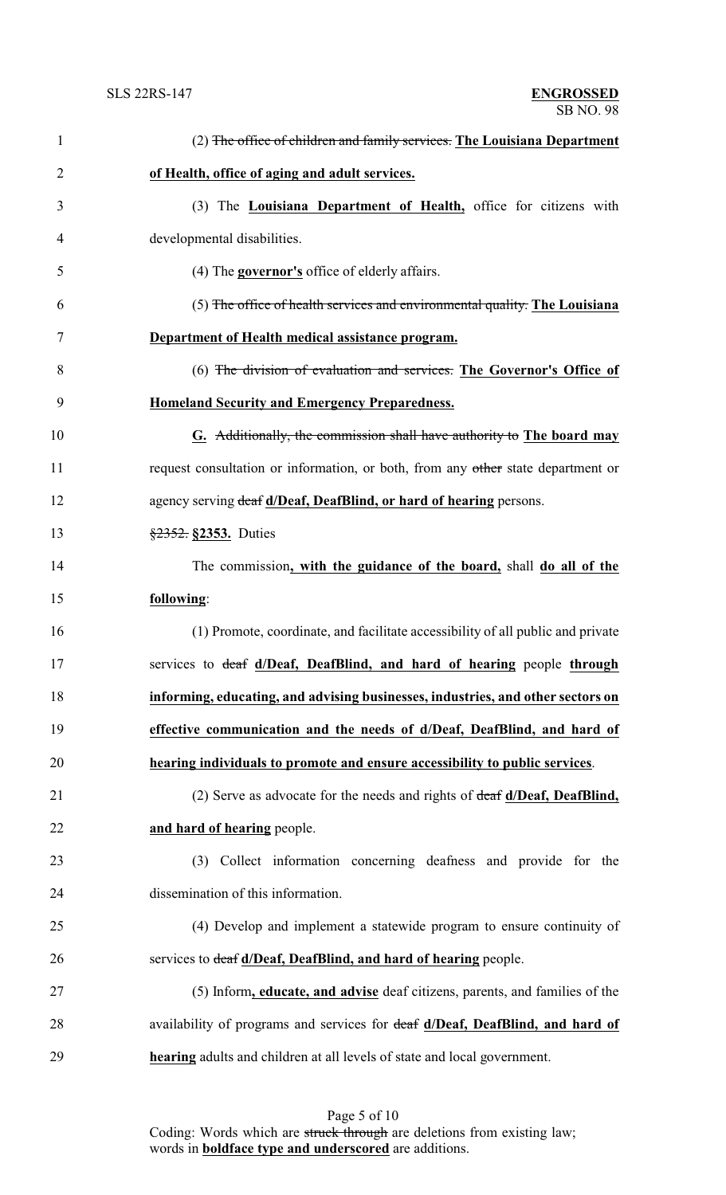(2) ~~The office of children and family services.~~ **<u>The Louisiana Department of Health, office of aging and adult services.</u>**

(3) The **<u>Louisiana Department of Health,</u>** office for citizens with developmental disabilities.

(4) The **<u>governor's</u>** office of elderly affairs.

(5) ~~The office of health services and environmental quality.~~ **<u>The Louisiana Department of Health medical assistance program.</u>**

(6) ~~The division of evaluation and services.~~ **<u>The Governor's Office of Homeland Security and Emergency Preparedness.</u>**

**<u>G.</u>** ~~Additionally, the commission shall have authority to~~ **<u>The board may</u>** request consultation or information, or both, from any ~~other~~ state department or agency serving ~~deaf~~ **<u>d/Deaf, DeafBlind, or hard of hearing</u>** persons.

~~§2352.~~ **<u>§2353.</u>** Duties

The commission**<u>, with the guidance of the board,</u>** shall **<u>do all of the following</u>**:

(1) Promote, coordinate, and facilitate accessibility of all public and private services to ~~deaf~~ **<u>d/Deaf, DeafBlind, and hard of hearing</u>** people **<u>through informing, educating, and advising businesses, industries, and other sectors on effective communication and the needs of d/Deaf, DeafBlind, and hard of hearing individuals to promote and ensure accessibility to public services</u>**.

(2) Serve as advocate for the needs and rights of ~~deaf~~ **<u>d/Deaf, DeafBlind, and hard of hearing</u>** people.

(3) Collect information concerning deafness and provide for the dissemination of this information.

(4) Develop and implement a statewide program to ensure continuity of services to ~~deaf~~ **<u>d/Deaf, DeafBlind, and hard of hearing</u>** people.

(5) Inform**<u>, educate, and advise</u>** deaf citizens, parents, and families of the availability of programs and services for ~~deaf~~ **<u>d/Deaf, DeafBlind, and hard of hearing</u>** adults and children at all levels of state and local government.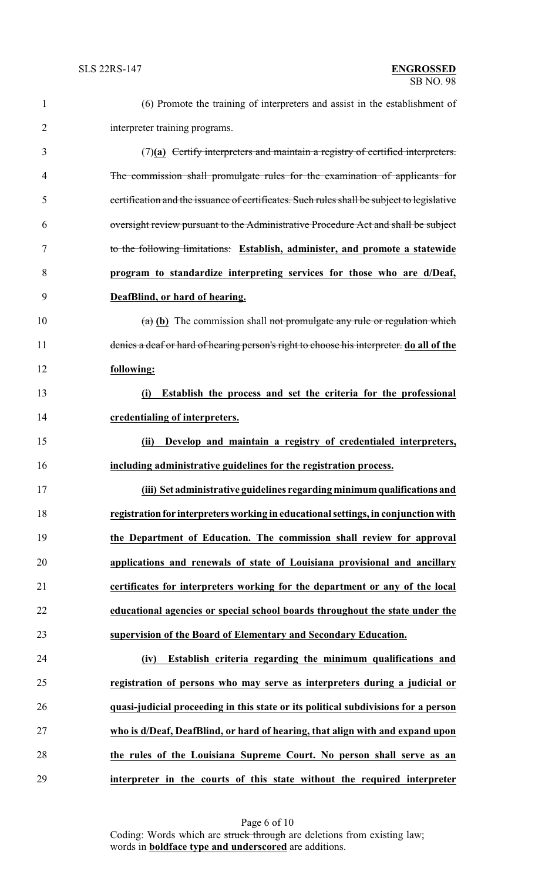(6) Promote the training of interpreters and assist in the establishment of interpreter training programs.

(7)**(a)** ~~Certify interpreters and maintain a registry of certified interpreters. The commission shall promulgate rules for the examination of applicants for certification and the issuance of certificates. Such rules shall be subject to legislative oversight review pursuant to the Administrative Procedure Act and shall be subject to the following limitations:~~ **Establish, administer, and promote a statewide program to standardize interpreting services for those who are d/Deaf, DeafBlind, or hard of hearing.**

~~(a)~~ **(b)** The commission shall ~~not promulgate any rule or regulation which denies a deaf or hard of hearing person's right to choose his interpreter.~~ **do all of the following:**

**(i) Establish the process and set the criteria for the professional credentialing of interpreters.**

**(ii) Develop and maintain a registry of credentialed interpreters, including administrative guidelines for the registration process.**

**(iii) Set administrative guidelines regarding minimum qualifications and registration for interpreters working in educational settings, in conjunction with the Department of Education. The commission shall review for approval applications and renewals of state of Louisiana provisional and ancillary certificates for interpreters working for the department or any of the local educational agencies or special school boards throughout the state under the supervision of the Board of Elementary and Secondary Education.**

**(iv) Establish criteria regarding the minimum qualifications and registration of persons who may serve as interpreters during a judicial or quasi-judicial proceeding in this state or its political subdivisions for a person who is d/Deaf, DeafBlind, or hard of hearing, that align with and expand upon the rules of the Louisiana Supreme Court. No person shall serve as an interpreter in the courts of this state without the required interpreter**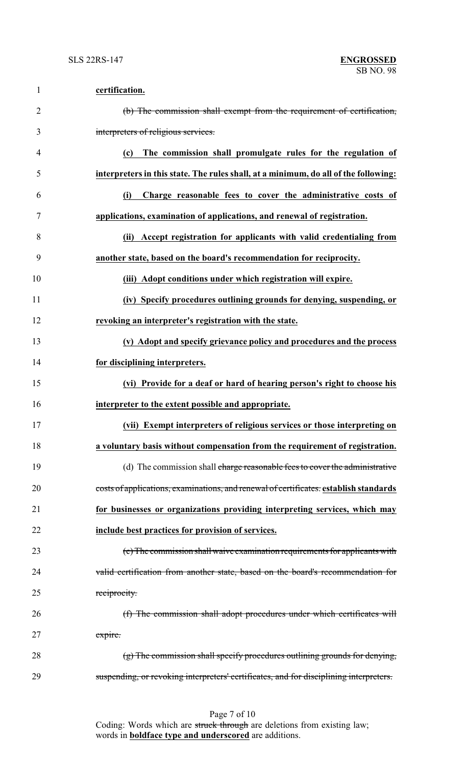**certification.**

~~(b) The commission shall exempt from the requirement of certification, interpreters of religious services.~~

**(c) The commission shall promulgate rules for the regulation of interpreters in this state. The rules shall, at a minimum, do all of the following:**

**(i) Charge reasonable fees to cover the administrative costs of applications, examination of applications, and renewal of registration.**

**(ii) Accept registration for applicants with valid credentialing from another state, based on the board's recommendation for reciprocity.**

**(iii) Adopt conditions under which registration will expire.**

**(iv) Specify procedures outlining grounds for denying, suspending, or revoking an interpreter's registration with the state.**

**(v) Adopt and specify grievance policy and procedures and the process for disciplining interpreters.**

**(vi) Provide for a deaf or hard of hearing person's right to choose his interpreter to the extent possible and appropriate.**

**(vii) Exempt interpreters of religious services or those interpreting on a voluntary basis without compensation from the requirement of registration.**

(d) The commission shall ~~charge reasonable fees to cover the administrative costs of applications, examinations, and renewal of certificates.~~ **establish standards for businesses or organizations providing interpreting services, which may include best practices for provision of services.**

~~(e) The commission shall waive examination requirements for applicants with valid certification from another state, based on the board's recommendation for reciprocity.~~

~~(f) The commission shall adopt procedures under which certificates will expire.~~

~~(g) The commission shall specify procedures outlining grounds for denying, suspending, or revoking interpreters' certificates, and for disciplining interpreters.~~

Coding: Words which are ~~struck through~~ are deletions from existing law; words in **boldface type and underscored** are additions.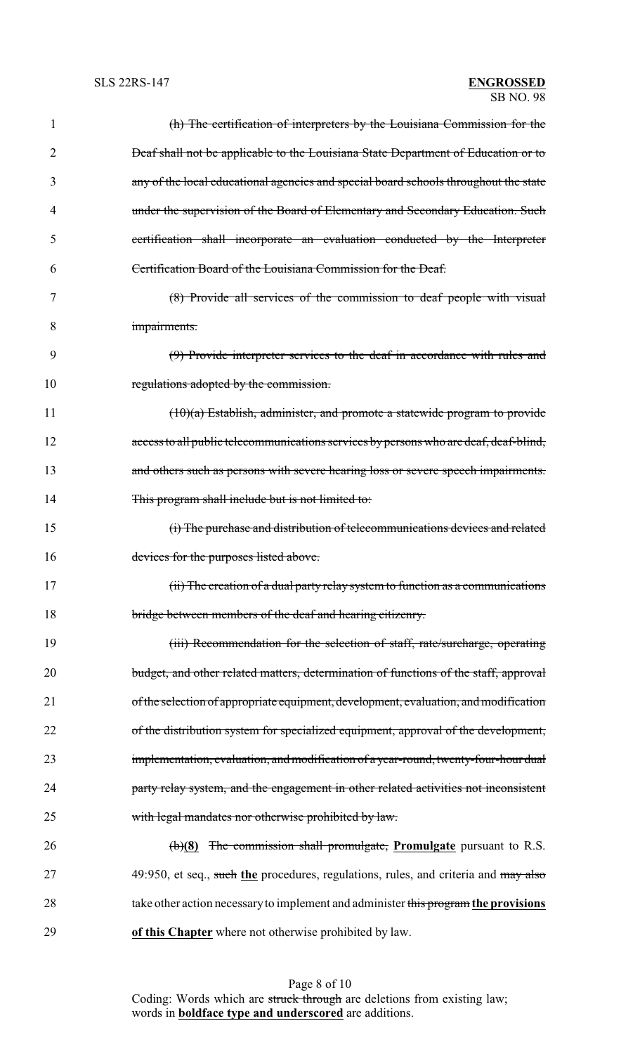(h) The certification of interpreters by the Louisiana Commission for the Deaf shall not be applicable to the Louisiana State Department of Education or to any of the local educational agencies and special board schools throughout the state under the supervision of the Board of Elementary and Secondary Education. Such certification shall incorporate an evaluation conducted by the Interpreter Certification Board of the Louisiana Commission for the Deaf.

(8) Provide all services of the commission to deaf people with visual impairments.

(9) Provide interpreter services to the deaf in accordance with rules and regulations adopted by the commission.

(10)(a) Establish, administer, and promote a statewide program to provide access to all public telecommunications services by persons who are deaf, deaf-blind, and others such as persons with severe hearing loss or severe speech impairments. This program shall include but is not limited to:

(i) The purchase and distribution of telecommunications devices and related devices for the purposes listed above.

(ii) The creation of a dual party relay system to function as a communications bridge between members of the deaf and hearing citizenry.

(iii) Recommendation for the selection of staff, rate/surcharge, operating budget, and other related matters, determination of functions of the staff, approval of the selection of appropriate equipment, development, evaluation, and modification of the distribution system for specialized equipment, approval of the development, implementation, evaluation, and modification of a year-round, twenty-four-hour dual party relay system, and the engagement in other related activities not inconsistent with legal mandates nor otherwise prohibited by law.

(b)**(8)** The commission shall promulgate, **Promulgate** pursuant to R.S. 49:950, et seq., such **the** procedures, regulations, rules, and criteria and may also take other action necessary to implement and administer this program **the provisions of this Chapter** where not otherwise prohibited by law.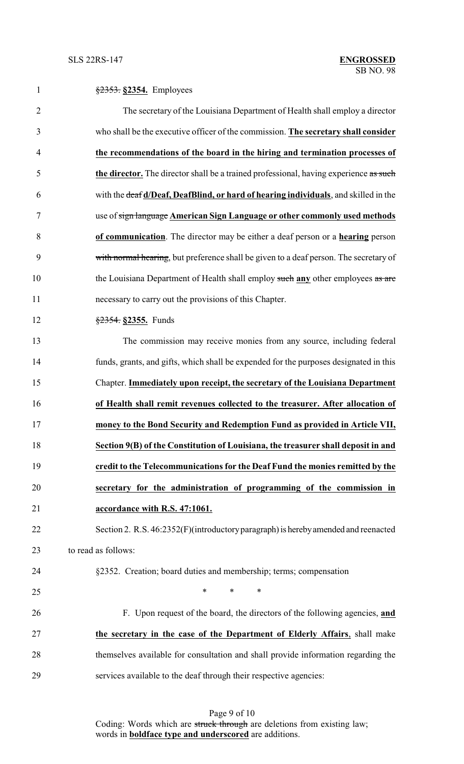§2353. **§2354.** Employees

The secretary of the Louisiana Department of Health shall employ a director who shall be the executive officer of the commission. **The secretary shall consider the recommendations of the board in the hiring and termination processes of the director.** The director shall be a trained professional, having experience ~~as such~~ with the ~~deaf~~ **d/Deaf, DeafBlind, or hard of hearing individuals**, and skilled in the use of ~~sign language~~ **American Sign Language or other commonly used methods of communication**. The director may be either a deaf person or a **hearing** person ~~with normal hearing~~, but preference shall be given to a deaf person. The secretary of the Louisiana Department of Health shall employ ~~such~~ **any** other employees ~~as are~~ necessary to carry out the provisions of this Chapter.

~~§2354.~~ **§2355.** Funds

The commission may receive monies from any source, including federal funds, grants, and gifts, which shall be expended for the purposes designated in this Chapter. **Immediately upon receipt, the secretary of the Louisiana Department of Health shall remit revenues collected to the treasurer. After allocation of money to the Bond Security and Redemption Fund as provided in Article VII, Section 9(B) of the Constitution of Louisiana, the treasurer shall deposit in and credit to the Telecommunications for the Deaf Fund the monies remitted by the secretary for the administration of programming of the commission in accordance with R.S. 47:1061.**

Section 2. R.S. 46:2352(F)(introductory paragraph) is hereby amended and reenacted to read as follows:

§2352. Creation; board duties and membership; terms; compensation

\* \* \*

F. Upon request of the board, the directors of the following agencies, **and the secretary in the case of the Department of Elderly Affairs**, shall make themselves available for consultation and shall provide information regarding the services available to the deaf through their respective agencies:

Coding: Words which are ~~struck through~~ are deletions from existing law; words in **boldface type and underscored** are additions.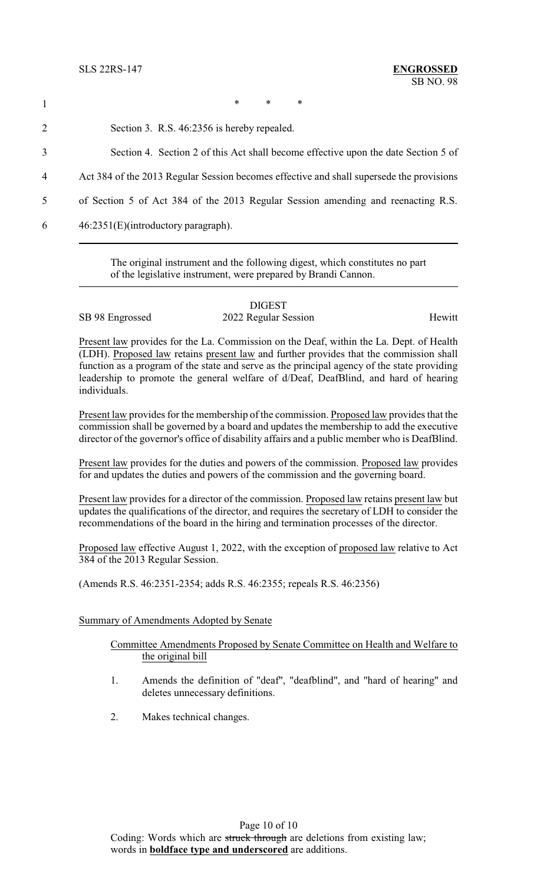\* \* \*

Section 3. R.S. 46:2356 is hereby repealed.

Section 4. Section 2 of this Act shall become effective upon the date Section 5 of Act 384 of the 2013 Regular Session becomes effective and shall supersede the provisions of Section 5 of Act 384 of the 2013 Regular Session amending and reenacting R.S. 46:2351(E)(introductory paragraph).

---

The original instrument and the following digest, which constitutes no part of the legislative instrument, were prepared by Brandi Cannon.

---

DIGEST

SB 98 Engrossed — 2022 Regular Session — Hewitt

Present law provides for the La. Commission on the Deaf, within the La. Dept. of Health (LDH). Proposed law retains present law and further provides that the commission shall function as a program of the state and serve as the principal agency of the state providing leadership to promote the general welfare of d/Deaf, DeafBlind, and hard of hearing individuals.

Present law provides for the membership of the commission. Proposed law provides that the commission shall be governed by a board and updates the membership to add the executive director of the governor's office of disability affairs and a public member who is DeafBlind.

Present law provides for the duties and powers of the commission. Proposed law provides for and updates the duties and powers of the commission and the governing board.

Present law provides for a director of the commission. Proposed law retains present law but updates the qualifications of the director, and requires the secretary of LDH to consider the recommendations of the board in the hiring and termination processes of the director.

Proposed law effective August 1, 2022, with the exception of proposed law relative to Act 384 of the 2013 Regular Session.

(Amends R.S. 46:2351-2354; adds R.S. 46:2355; repeals R.S. 46:2356)

Summary of Amendments Adopted by Senate

Committee Amendments Proposed by Senate Committee on Health and Welfare to the original bill

1. Amends the definition of "deaf", "deafblind", and "hard of hearing" and deletes unnecessary definitions.
2. Makes technical changes.

Coding: Words which are ~~struck through~~ are deletions from existing law; words in **boldface type and underscored** are additions.